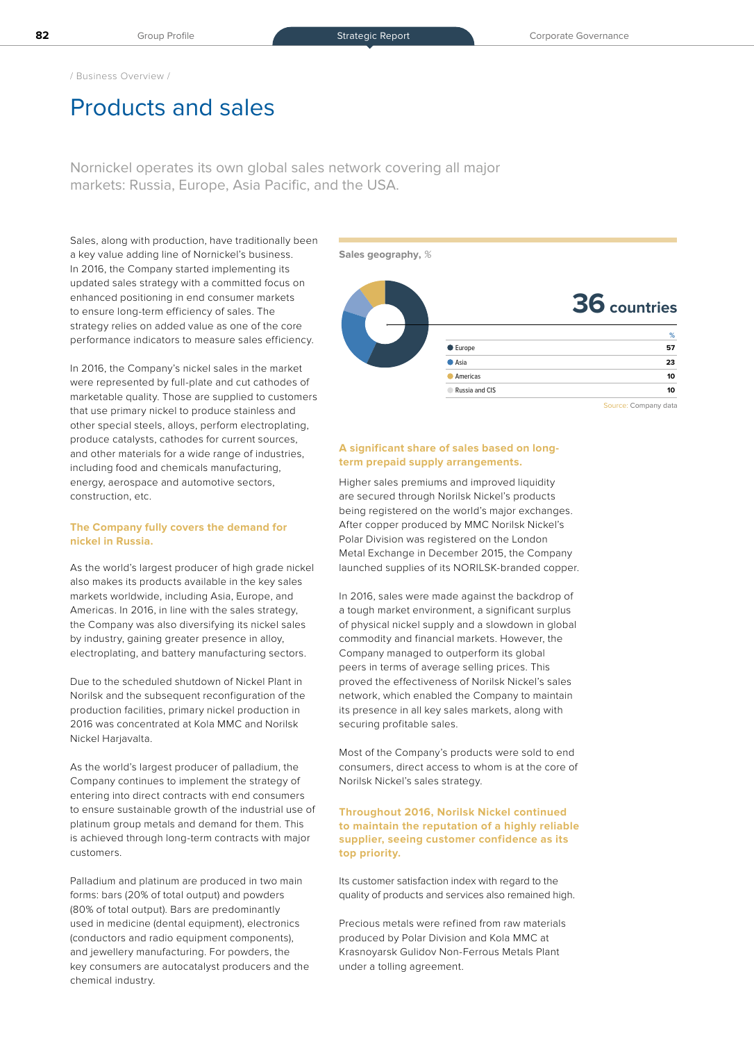/ Business Overview /

# Products and sales

Nornickel operates its own global sales network covering all major markets: Russia, Europe, Asia Pacific, and the USA.

Sales, along with production, have traditionally been a key value adding line of Nornickel's business. In 2016, the Company started implementing its updated sales strategy with a committed focus on enhanced positioning in end consumer markets to ensure long-term efficiency of sales. The strategy relies on added value as one of the core performance indicators to measure sales efficiency.

In 2016, the Company's nickel sales in the market were represented by full-plate and cut cathodes of marketable quality. Those are supplied to customers that use primary nickel to produce stainless and other special steels, alloys, perform electroplating, produce catalysts, cathodes for current sources, and other materials for a wide range of industries, including food and chemicals manufacturing, energy, aerospace and automotive sectors, construction, etc.

**The Company fully covers the demand for nickel in Russia.**

As the world's largest producer of high grade nickel also makes its products available in the key sales markets worldwide, including Asia, Europe, and Americas. In 2016, in line with the sales strategy, the Company was also diversifying its nickel sales by industry, gaining greater presence in alloy, electroplating, and battery manufacturing sectors.

Due to the scheduled shutdown of Nickel Plant in Norilsk and the subsequent reconfiguration of the production facilities, primary nickel production in 2016 was concentrated at Kola MMC and Norilsk Nickel Harjavalta.

As the world's largest producer of palladium, the Company continues to implement the strategy of entering into direct contracts with end consumers to ensure sustainable growth of the industrial use of platinum group metals and demand for them. This is achieved through long-term contracts with major customers.

Palladium and platinum are produced in two main forms: bars (20% of total output) and powders (80% of total output). Bars are predominantly used in medicine (dental equipment), electronics (conductors and radio equipment components), and jewellery manufacturing. For powders, the key consumers are autocatalyst producers and the chemical industry.

**Sales geography, %**

**36 countries**

| | % |
|---|---|
| Europe | 57 |
| Asia | 23 |
| Americas | 10 |
| Russia and CIS | 10 |

Source: Company data

**A significant share of sales based on long-term prepaid supply arrangements.**

Higher sales premiums and improved liquidity are secured through Norilsk Nickel's products being registered on the world's major exchanges. After copper produced by MMC Norilsk Nickel's Polar Division was registered on the London Metal Exchange in December 2015, the Company launched supplies of its NORILSK-branded copper.

In 2016, sales were made against the backdrop of a tough market environment, a significant surplus of physical nickel supply and a slowdown in global commodity and financial markets. However, the Company managed to outperform its global peers in terms of average selling prices. This proved the effectiveness of Norilsk Nickel's sales network, which enabled the Company to maintain its presence in all key sales markets, along with securing profitable sales.

Most of the Company's products were sold to end consumers, direct access to whom is at the core of Norilsk Nickel's sales strategy.

**Throughout 2016, Norilsk Nickel continued to maintain the reputation of a highly reliable supplier, seeing customer confidence as its top priority.**

Its customer satisfaction index with regard to the quality of products and services also remained high.

Precious metals were refined from raw materials produced by Polar Division and Kola MMC at Krasnoyarsk Gulidov Non-Ferrous Metals Plant under a tolling agreement.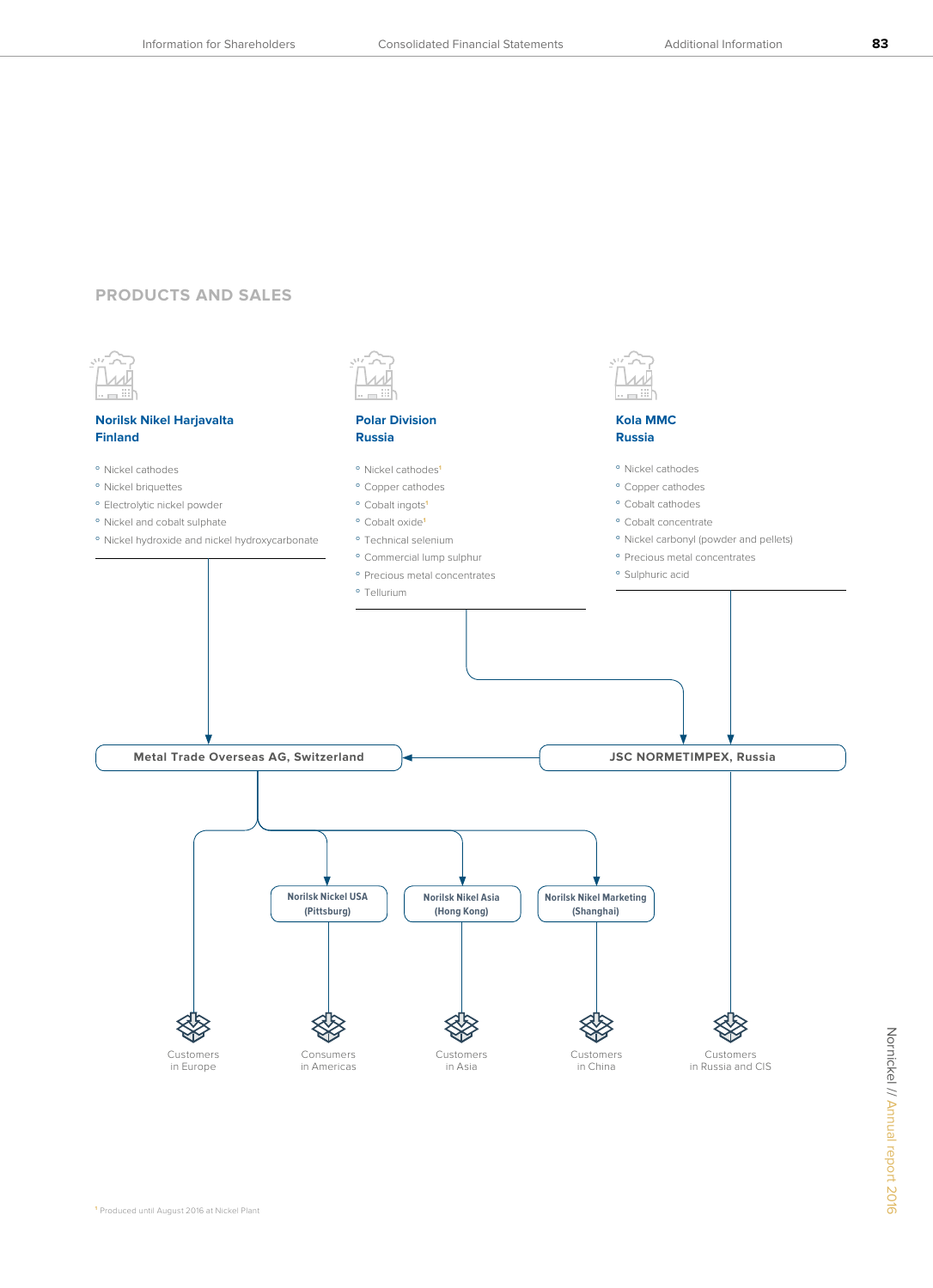## PRODUCTS AND SALES

**Norilsk Nikel Harjavalta**
**Finland**

- Nickel cathodes
- Nickel briquettes
- Electrolytic nickel powder
- Nickel and cobalt sulphate
- Nickel hydroxide and nickel hydroxycarbonate

**Polar Division**
**Russia**

- Nickel cathodes[1]
- Copper cathodes
- Cobalt ingots[1]
- Cobalt oxide[1]
- Technical selenium
- Commercial lump sulphur
- Precious metal concentrates
- Tellurium

**Kola MMC**
**Russia**

- Nickel cathodes
- Copper cathodes
- Cobalt cathodes
- Cobalt concentrate
- Nickel carbonyl (powder and pellets)
- Precious metal concentrates
- Sulphuric acid

Metal Trade Overseas AG, Switzerland

JSC NORMETIMPEX, Russia

Norilsk Nickel USA (Pittsburg)

Norilsk Nikel Asia (Hong Kong)

Norilsk Nikel Marketing (Shanghai)

Customers in Europe

Consumers in Americas

Customers in Asia

Customers in China

Customers in Russia and CIS

[1] Produced until August 2016 at Nickel Plant